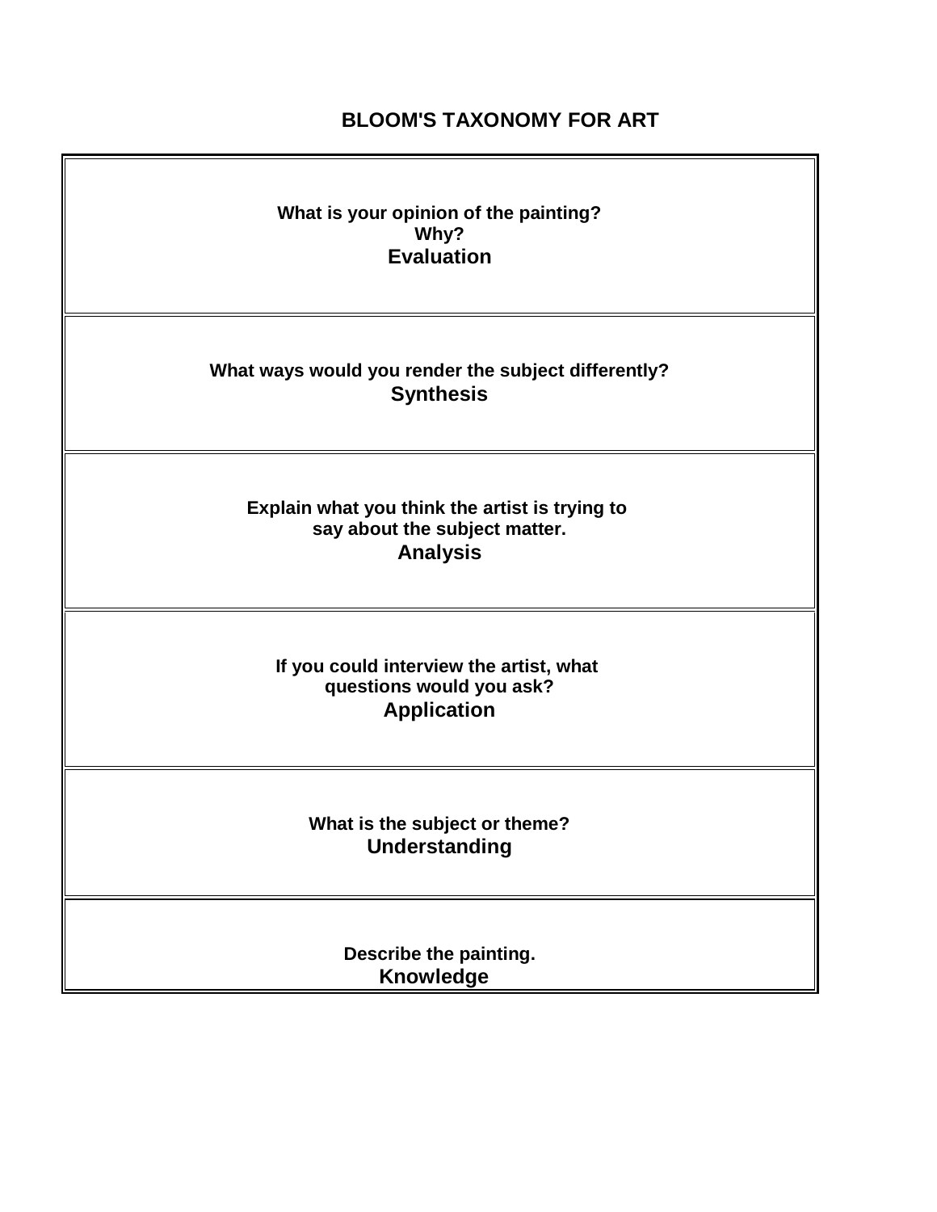# BLOOM'S TAXONOMY FOR ART

| |
|---|
| **What is your opinion of the painting?**<br>**Why?**<br>**Evaluation** |
| **What ways would you render the subject differently?**<br>**Synthesis** |
| **Explain what you think the artist is trying to say about the subject matter.**<br>**Analysis** |
| **If you could interview the artist, what questions would you ask?**<br>**Application** |
| **What is the subject or theme?**<br>**Understanding** |
| **Describe the painting.**<br>**Knowledge** |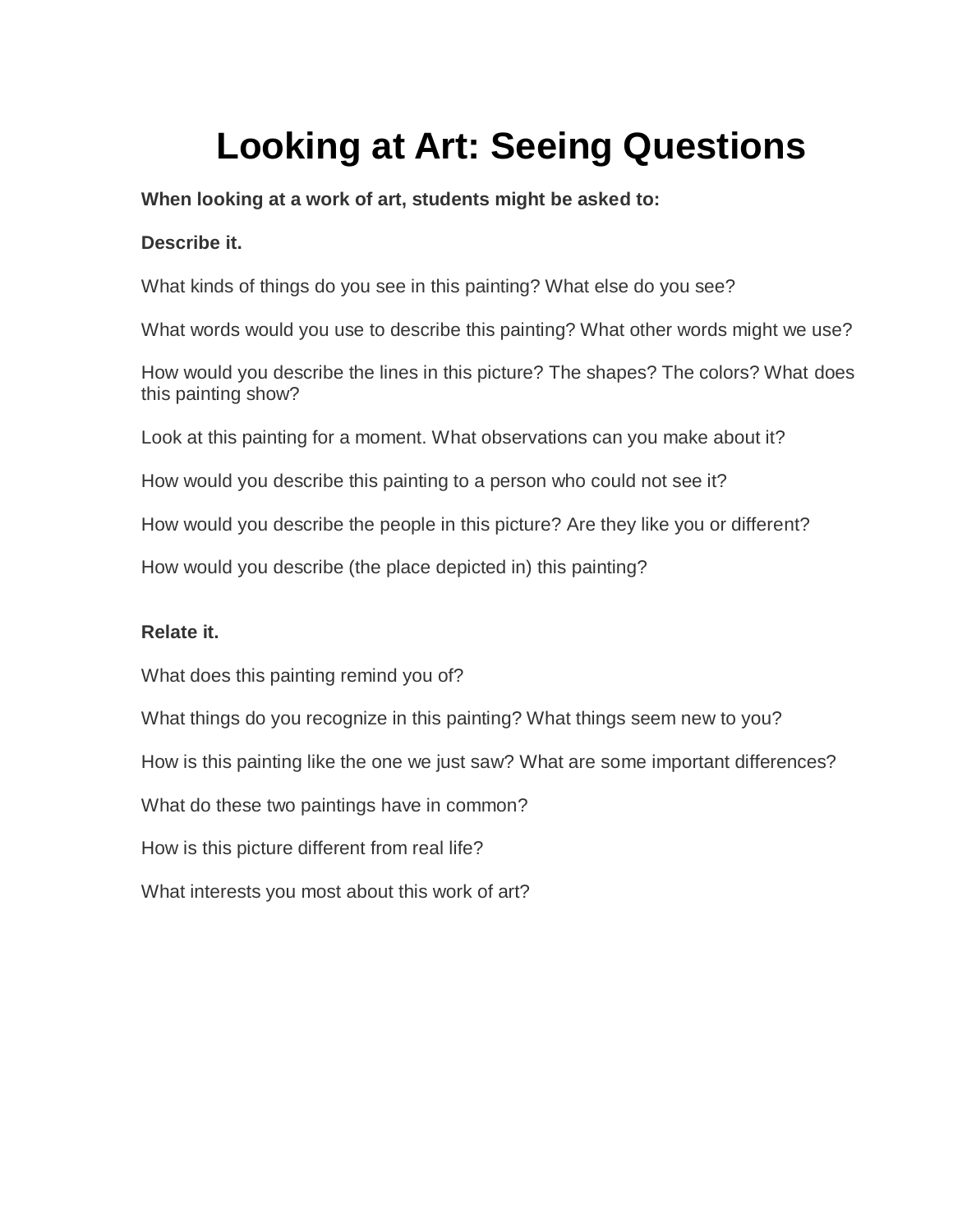# Looking at Art: Seeing Questions

**When looking at a work of art, students might be asked to:**

**Describe it.**

What kinds of things do you see in this painting? What else do you see?

What words would you use to describe this painting? What other words might we use?

How would you describe the lines in this picture? The shapes? The colors? What does this painting show?

Look at this painting for a moment. What observations can you make about it?

How would you describe this painting to a person who could not see it?

How would you describe the people in this picture? Are they like you or different?

How would you describe (the place depicted in) this painting?

**Relate it.**

What does this painting remind you of?

What things do you recognize in this painting? What things seem new to you?

How is this painting like the one we just saw? What are some important differences?

What do these two paintings have in common?

How is this picture different from real life?

What interests you most about this work of art?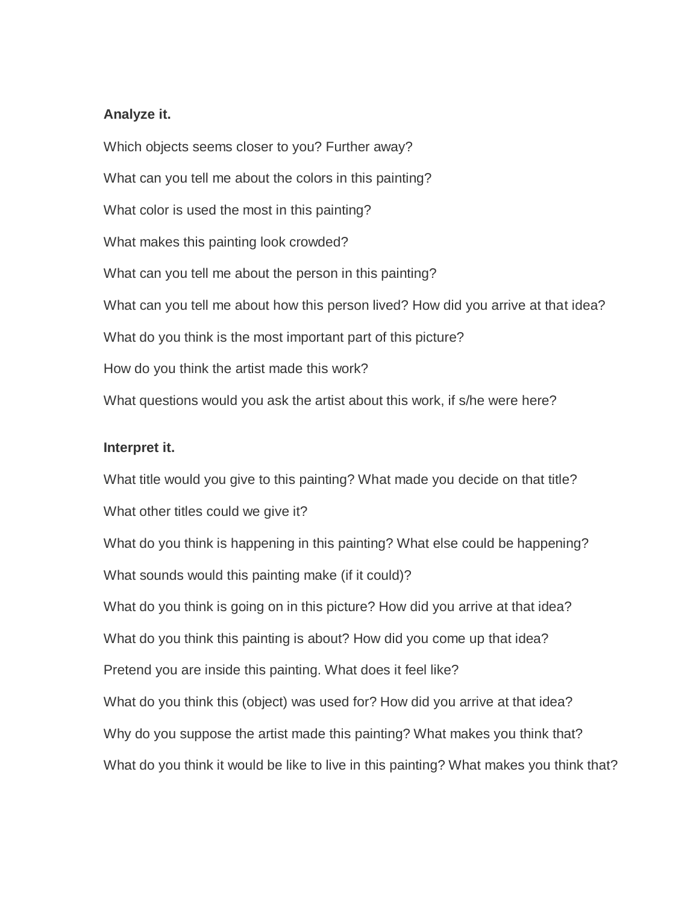**Analyze it.**

Which objects seems closer to you? Further away?

What can you tell me about the colors in this painting?

What color is used the most in this painting?

What makes this painting look crowded?

What can you tell me about the person in this painting?

What can you tell me about how this person lived? How did you arrive at that idea?

What do you think is the most important part of this picture?

How do you think the artist made this work?

What questions would you ask the artist about this work, if s/he were here?

**Interpret it.**

What title would you give to this painting? What made you decide on that title?

What other titles could we give it?

What do you think is happening in this painting? What else could be happening?

What sounds would this painting make (if it could)?

What do you think is going on in this picture? How did you arrive at that idea?

What do you think this painting is about? How did you come up that idea?

Pretend you are inside this painting. What does it feel like?

What do you think this (object) was used for? How did you arrive at that idea?

Why do you suppose the artist made this painting? What makes you think that?

What do you think it would be like to live in this painting? What makes you think that?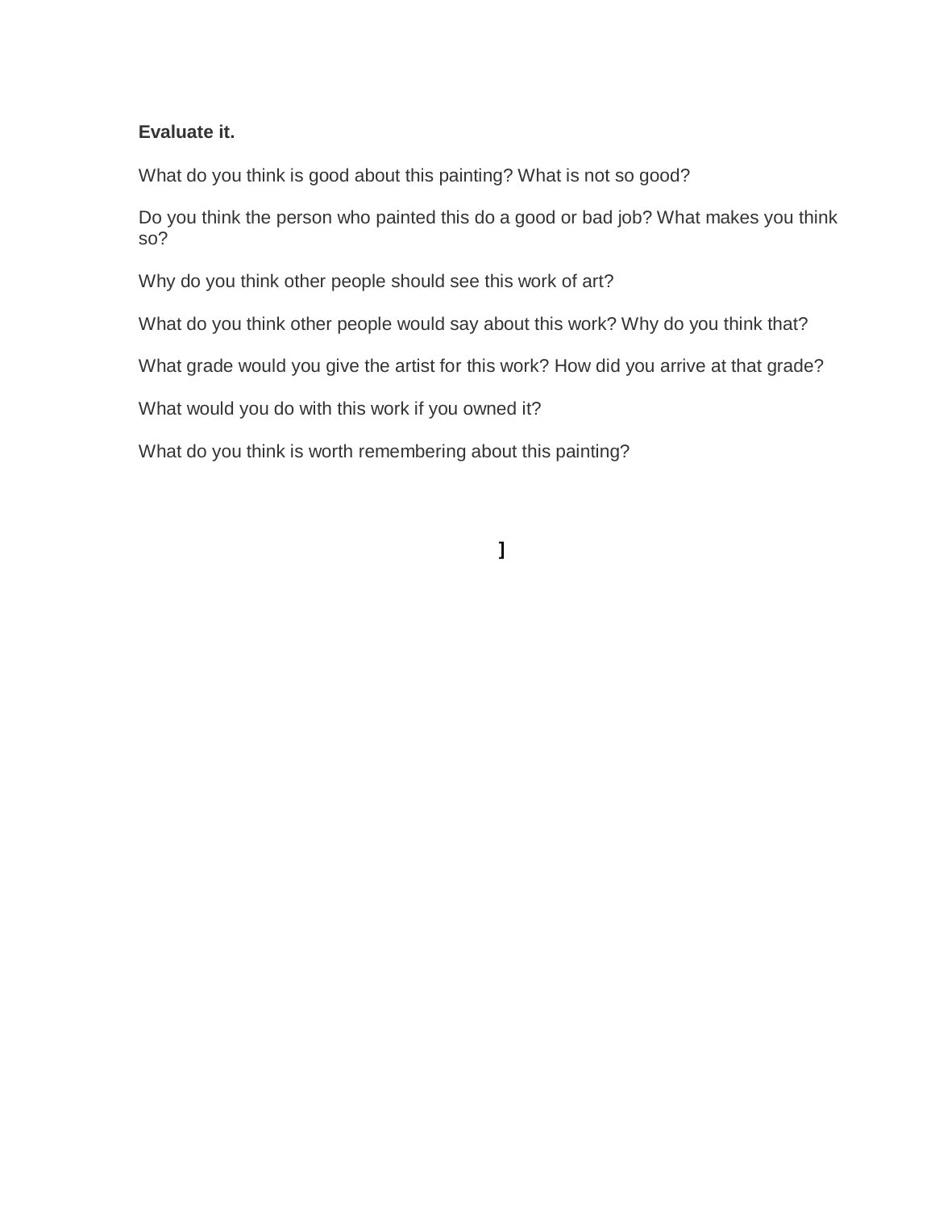**Evaluate it.**

What do you think is good about this painting? What is not so good?

Do you think the person who painted this do a good or bad job? What makes you think so?

Why do you think other people should see this work of art?

What do you think other people would say about this work? Why do you think that?

What grade would you give the artist for this work? How did you arrive at that grade?

What would you do with this work if you owned it?

What do you think is worth remembering about this painting?

]